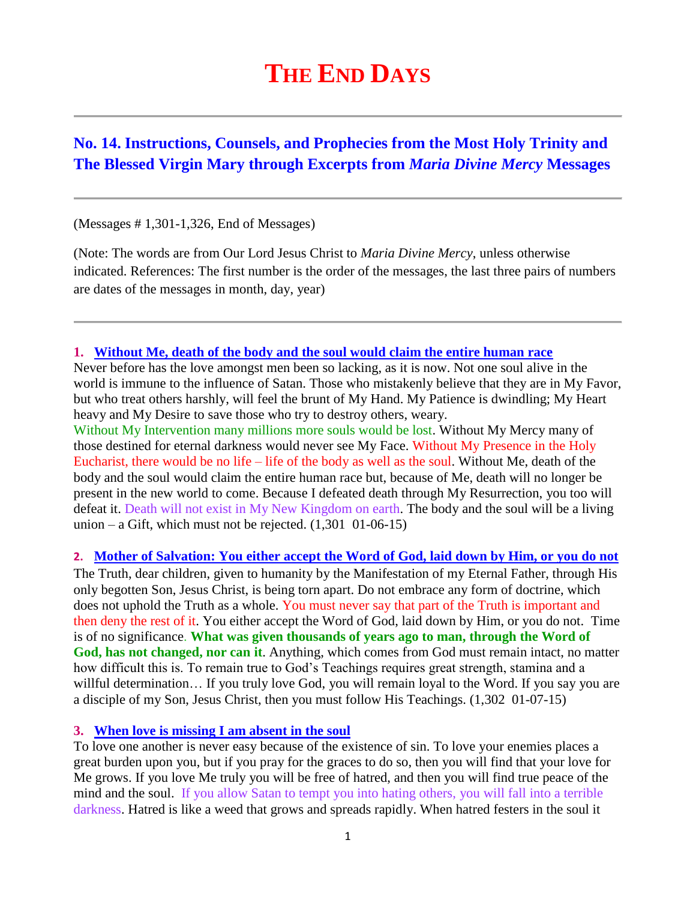# The End Days

## No. 14. Instructions, Counsels, and Prophecies from the Most Holy Trinity and The Blessed Virgin Mary through Excerpts from *Maria Divine Mercy* Messages

(Messages # 1,301-1,326, End of Messages)

(Note: The words are from Our Lord Jesus Christ to *Maria Divine Mercy*, unless otherwise indicated. References: The first number is the order of the messages, the last three pairs of numbers are dates of the messages in month, day, year)

---

**1. Without Me, death of the body and the soul would claim the entire human race**

Never before has the love amongst men been so lacking, as it is now. Not one soul alive in the world is immune to the influence of Satan. Those who mistakenly believe that they are in My Favor, but who treat others harshly, will feel the brunt of My Hand. My Patience is dwindling; My Heart heavy and My Desire to save those who try to destroy others, weary.

Without My Intervention many millions more souls would be lost. Without My Mercy many of those destined for eternal darkness would never see My Face. Without My Presence in the Holy Eucharist, there would be no life – life of the body as well as the soul. Without Me, death of the body and the soul would claim the entire human race but, because of Me, death will no longer be present in the new world to come. Because I defeated death through My Resurrection, you too will defeat it. Death will not exist in My New Kingdom on earth. The body and the soul will be a living union – a Gift, which must not be rejected. (1,301 01-06-15)

**2. Mother of Salvation: You either accept the Word of God, laid down by Him, or you do not**

The Truth, dear children, given to humanity by the Manifestation of my Eternal Father, through His only begotten Son, Jesus Christ, is being torn apart. Do not embrace any form of doctrine, which does not uphold the Truth as a whole. You must never say that part of the Truth is important and then deny the rest of it. You either accept the Word of God, laid down by Him, or you do not. Time is of no significance. **What was given thousands of years ago to man, through the Word of God, has not changed, nor can it**. Anything, which comes from God must remain intact, no matter how difficult this is. To remain true to God's Teachings requires great strength, stamina and a willful determination… If you truly love God, you will remain loyal to the Word. If you say you are a disciple of my Son, Jesus Christ, then you must follow His Teachings. (1,302 01-07-15)

**3. When love is missing I am absent in the soul**

To love one another is never easy because of the existence of sin. To love your enemies places a great burden upon you, but if you pray for the graces to do so, then you will find that your love for Me grows. If you love Me truly you will be free of hatred, and then you will find true peace of the mind and the soul. If you allow Satan to tempt you into hating others, you will fall into a terrible darkness. Hatred is like a weed that grows and spreads rapidly. When hatred festers in the soul it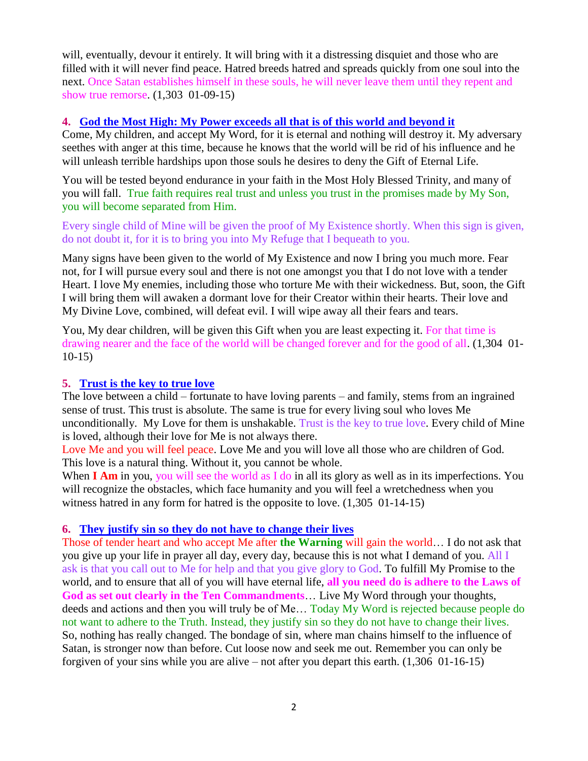will, eventually, devour it entirely. It will bring with it a distressing disquiet and those who are filled with it will never find peace. Hatred breeds hatred and spreads quickly from one soul into the next. Once Satan establishes himself in these souls, he will never leave them until they repent and show true remorse. (1,303 01-09-15)

### 4. God the Most High: My Power exceeds all that is of this world and beyond it

Come, My children, and accept My Word, for it is eternal and nothing will destroy it. My adversary seethes with anger at this time, because he knows that the world will be rid of his influence and he will unleash terrible hardships upon those souls he desires to deny the Gift of Eternal Life.

You will be tested beyond endurance in your faith in the Most Holy Blessed Trinity, and many of you will fall. True faith requires real trust and unless you trust in the promises made by My Son, you will become separated from Him.

Every single child of Mine will be given the proof of My Existence shortly. When this sign is given, do not doubt it, for it is to bring you into My Refuge that I bequeath to you.

Many signs have been given to the world of My Existence and now I bring you much more. Fear not, for I will pursue every soul and there is not one amongst you that I do not love with a tender Heart. I love My enemies, including those who torture Me with their wickedness. But, soon, the Gift I will bring them will awaken a dormant love for their Creator within their hearts. Their love and My Divine Love, combined, will defeat evil. I will wipe away all their fears and tears.

You, My dear children, will be given this Gift when you are least expecting it. For that time is drawing nearer and the face of the world will be changed forever and for the good of all. (1,304 01-10-15)

### 5. Trust is the key to true love

The love between a child – fortunate to have loving parents – and family, stems from an ingrained sense of trust. This trust is absolute. The same is true for every living soul who loves Me unconditionally. My Love for them is unshakable. Trust is the key to true love. Every child of Mine is loved, although their love for Me is not always there.
Love Me and you will feel peace. Love Me and you will love all those who are children of God. This love is a natural thing. Without it, you cannot be whole.
When **I Am** in you, you will see the world as I do in all its glory as well as in its imperfections. You will recognize the obstacles, which face humanity and you will feel a wretchedness when you witness hatred in any form for hatred is the opposite to love. (1,305 01-14-15)

### 6. They justify sin so they do not have to change their lives

Those of tender heart and who accept Me after **the Warning** will gain the world… I do not ask that you give up your life in prayer all day, every day, because this is not what I demand of you. All I ask is that you call out to Me for help and that you give glory to God. To fulfill My Promise to the world, and to ensure that all of you will have eternal life, **all you need do is adhere to the Laws of God as set out clearly in the Ten Commandments**… Live My Word through your thoughts, deeds and actions and then you will truly be of Me… Today My Word is rejected because people do not want to adhere to the Truth. Instead, they justify sin so they do not have to change their lives. So, nothing has really changed. The bondage of sin, where man chains himself to the influence of Satan, is stronger now than before. Cut loose now and seek me out. Remember you can only be forgiven of your sins while you are alive – not after you depart this earth. (1,306 01-16-15)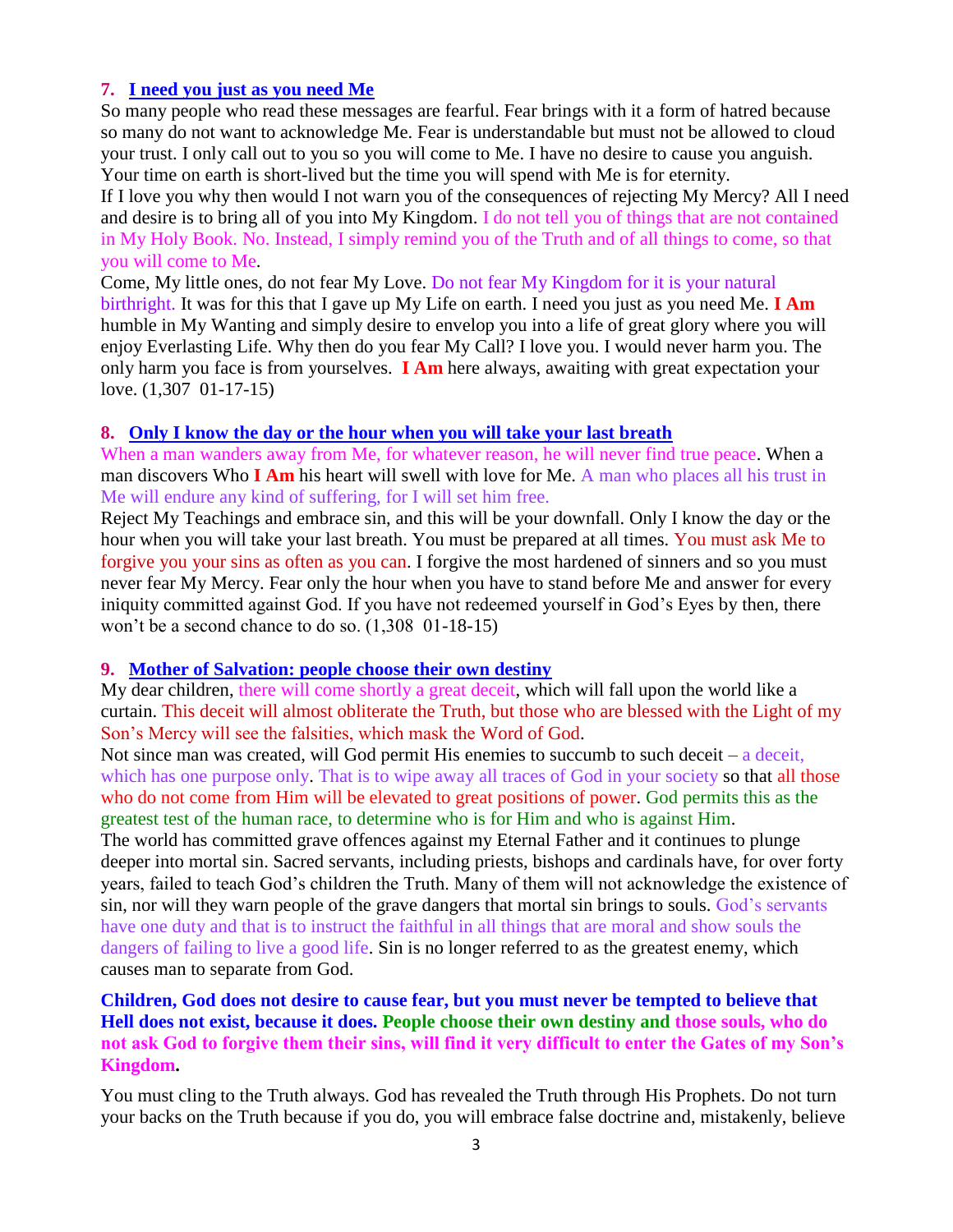7. **I need you just as you need Me**

So many people who read these messages are fearful. Fear brings with it a form of hatred because so many do not want to acknowledge Me. Fear is understandable but must not be allowed to cloud your trust. I only call out to you so you will come to Me. I have no desire to cause you anguish. Your time on earth is short-lived but the time you will spend with Me is for eternity.

If I love you why then would I not warn you of the consequences of rejecting My Mercy? All I need and desire is to bring all of you into My Kingdom. I do not tell you of things that are not contained in My Holy Book. No. Instead, I simply remind you of the Truth and of all things to come, so that you will come to Me.

Come, My little ones, do not fear My Love. Do not fear My Kingdom for it is your natural birthright. It was for this that I gave up My Life on earth. I need you just as you need Me. **I Am** humble in My Wanting and simply desire to envelop you into a life of great glory where you will enjoy Everlasting Life. Why then do you fear My Call? I love you. I would never harm you. The only harm you face is from yourselves. **I Am** here always, awaiting with great expectation your love. (1,307 01-17-15)

8. **Only I know the day or the hour when you will take your last breath**

When a man wanders away from Me, for whatever reason, he will never find true peace. When a man discovers Who **I Am** his heart will swell with love for Me. A man who places all his trust in Me will endure any kind of suffering, for I will set him free.

Reject My Teachings and embrace sin, and this will be your downfall. Only I know the day or the hour when you will take your last breath. You must be prepared at all times. You must ask Me to forgive you your sins as often as you can. I forgive the most hardened of sinners and so you must never fear My Mercy. Fear only the hour when you have to stand before Me and answer for every iniquity committed against God. If you have not redeemed yourself in God's Eyes by then, there won't be a second chance to do so. (1,308 01-18-15)

9. **Mother of Salvation: people choose their own destiny**

My dear children, there will come shortly a great deceit, which will fall upon the world like a curtain. This deceit will almost obliterate the Truth, but those who are blessed with the Light of my Son's Mercy will see the falsities, which mask the Word of God.

Not since man was created, will God permit His enemies to succumb to such deceit – a deceit, which has one purpose only. That is to wipe away all traces of God in your society so that all those who do not come from Him will be elevated to great positions of power. God permits this as the greatest test of the human race, to determine who is for Him and who is against Him.

The world has committed grave offences against my Eternal Father and it continues to plunge deeper into mortal sin. Sacred servants, including priests, bishops and cardinals have, for over forty years, failed to teach God's children the Truth. Many of them will not acknowledge the existence of sin, nor will they warn people of the grave dangers that mortal sin brings to souls. God's servants have one duty and that is to instruct the faithful in all things that are moral and show souls the dangers of failing to live a good life. Sin is no longer referred to as the greatest enemy, which causes man to separate from God.

**Children, God does not desire to cause fear, but you must never be tempted to believe that Hell does not exist, because it does. People choose their own destiny and those souls, who do not ask God to forgive them their sins, will find it very difficult to enter the Gates of my Son's Kingdom.**

You must cling to the Truth always. God has revealed the Truth through His Prophets. Do not turn your backs on the Truth because if you do, you will embrace false doctrine and, mistakenly, believe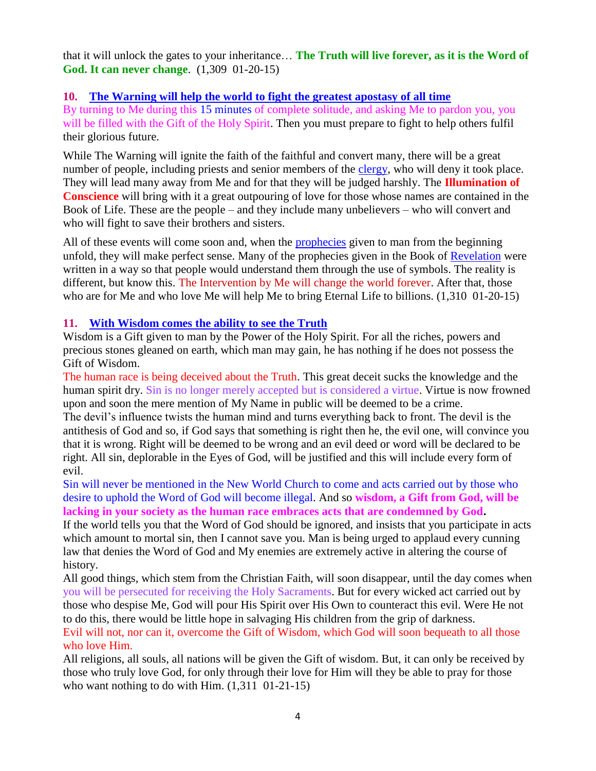that it will unlock the gates to your inheritance… **The Truth will live forever, as it is the Word of God. It can never change**. (1,309 01-20-15)

## 10. The Warning will help the world to fight the greatest apostasy of all time

By turning to Me during this 15 minutes of complete solitude, and asking Me to pardon you, you will be filled with the Gift of the Holy Spirit. Then you must prepare to fight to help others fulfil their glorious future.

While The Warning will ignite the faith of the faithful and convert many, there will be a great number of people, including priests and senior members of the clergy, who will deny it took place. They will lead many away from Me and for that they will be judged harshly. The **Illumination of Conscience** will bring with it a great outpouring of love for those whose names are contained in the Book of Life. These are the people – and they include many unbelievers – who will convert and who will fight to save their brothers and sisters.

All of these events will come soon and, when the prophecies given to man from the beginning unfold, they will make perfect sense. Many of the prophecies given in the Book of Revelation were written in a way so that people would understand them through the use of symbols. The reality is different, but know this. The Intervention by Me will change the world forever. After that, those who are for Me and who love Me will help Me to bring Eternal Life to billions. (1,310 01-20-15)

## 11. With Wisdom comes the ability to see the Truth

Wisdom is a Gift given to man by the Power of the Holy Spirit. For all the riches, powers and precious stones gleaned on earth, which man may gain, he has nothing if he does not possess the Gift of Wisdom.

The human race is being deceived about the Truth. This great deceit sucks the knowledge and the human spirit dry. Sin is no longer merely accepted but is considered a virtue. Virtue is now frowned upon and soon the mere mention of My Name in public will be deemed to be a crime.

The devil's influence twists the human mind and turns everything back to front. The devil is the antithesis of God and so, if God says that something is right then he, the evil one, will convince you that it is wrong. Right will be deemed to be wrong and an evil deed or word will be declared to be right. All sin, deplorable in the Eyes of God, will be justified and this will include every form of evil.

Sin will never be mentioned in the New World Church to come and acts carried out by those who desire to uphold the Word of God will become illegal. And so **wisdom, a Gift from God, will be lacking in your society as the human race embraces acts that are condemned by God.**

If the world tells you that the Word of God should be ignored, and insists that you participate in acts which amount to mortal sin, then I cannot save you. Man is being urged to applaud every cunning law that denies the Word of God and My enemies are extremely active in altering the course of history.

All good things, which stem from the Christian Faith, will soon disappear, until the day comes when you will be persecuted for receiving the Holy Sacraments. But for every wicked act carried out by those who despise Me, God will pour His Spirit over His Own to counteract this evil. Were He not to do this, there would be little hope in salvaging His children from the grip of darkness.

Evil will not, nor can it, overcome the Gift of Wisdom, which God will soon bequeath to all those who love Him.

All religions, all souls, all nations will be given the Gift of wisdom. But, it can only be received by those who truly love God, for only through their love for Him will they be able to pray for those who want nothing to do with Him. (1,311 01-21-15)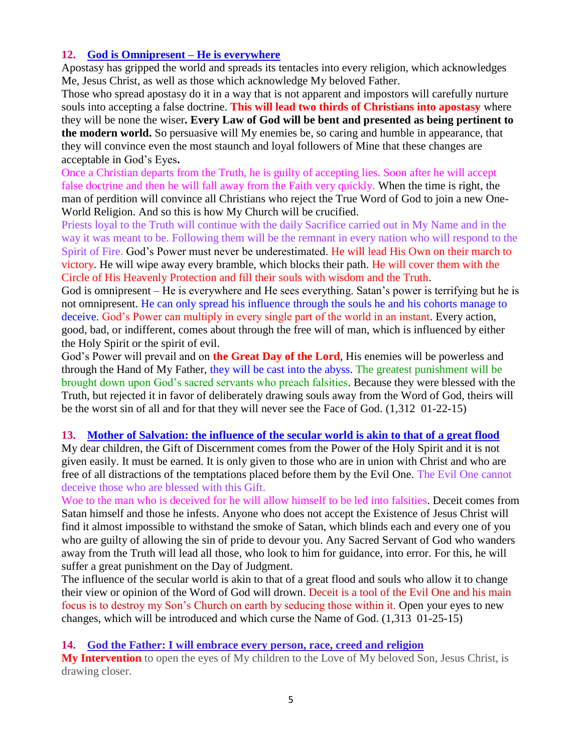### 12. God is Omnipresent – He is everywhere

Apostasy has gripped the world and spreads its tentacles into every religion, which acknowledges Me, Jesus Christ, as well as those which acknowledge My beloved Father.

Those who spread apostasy do it in a way that is not apparent and impostors will carefully nurture souls into accepting a false doctrine. **This will lead two thirds of Christians into apostasy** where they will be none the wiser**. Every Law of God will be bent and presented as being pertinent to the modern world.** So persuasive will My enemies be, so caring and humble in appearance, that they will convince even the most staunch and loyal followers of Mine that these changes are acceptable in God's Eyes**.**

Once a Christian departs from the Truth, he is guilty of accepting lies. Soon after he will accept false doctrine and then he will fall away from the Faith very quickly. When the time is right, the man of perdition will convince all Christians who reject the True Word of God to join a new One-World Religion. And so this is how My Church will be crucified.

Priests loyal to the Truth will continue with the daily Sacrifice carried out in My Name and in the way it was meant to be. Following them will be the remnant in every nation who will respond to the Spirit of Fire. God's Power must never be underestimated. He will lead His Own on their march to victory. He will wipe away every bramble, which blocks their path. He will cover them with the Circle of His Heavenly Protection and fill their souls with wisdom and the Truth.

God is omnipresent – He is everywhere and He sees everything. Satan's power is terrifying but he is not omnipresent. He can only spread his influence through the souls he and his cohorts manage to deceive. God's Power can multiply in every single part of the world in an instant. Every action, good, bad, or indifferent, comes about through the free will of man, which is influenced by either the Holy Spirit or the spirit of evil.

God's Power will prevail and on **the Great Day of the Lord**, His enemies will be powerless and through the Hand of My Father, they will be cast into the abyss. The greatest punishment will be brought down upon God's sacred servants who preach falsities. Because they were blessed with the Truth, but rejected it in favor of deliberately drawing souls away from the Word of God, theirs will be the worst sin of all and for that they will never see the Face of God. (1,312  01-22-15)

### 13. Mother of Salvation: the influence of the secular world is akin to that of a great flood

My dear children, the Gift of Discernment comes from the Power of the Holy Spirit and it is not given easily. It must be earned. It is only given to those who are in union with Christ and who are free of all distractions of the temptations placed before them by the Evil One. The Evil One cannot deceive those who are blessed with this Gift.

Woe to the man who is deceived for he will allow himself to be led into falsities. Deceit comes from Satan himself and those he infests. Anyone who does not accept the Existence of Jesus Christ will find it almost impossible to withstand the smoke of Satan, which blinds each and every one of you who are guilty of allowing the sin of pride to devour you. Any Sacred Servant of God who wanders away from the Truth will lead all those, who look to him for guidance, into error. For this, he will suffer a great punishment on the Day of Judgment.

The influence of the secular world is akin to that of a great flood and souls who allow it to change their view or opinion of the Word of God will drown. Deceit is a tool of the Evil One and his main focus is to destroy my Son's Church on earth by seducing those within it. Open your eyes to new changes, which will be introduced and which curse the Name of God. (1,313  01-25-15)

### 14. God the Father: I will embrace every person, race, creed and religion

**My Intervention** to open the eyes of My children to the Love of My beloved Son, Jesus Christ, is drawing closer.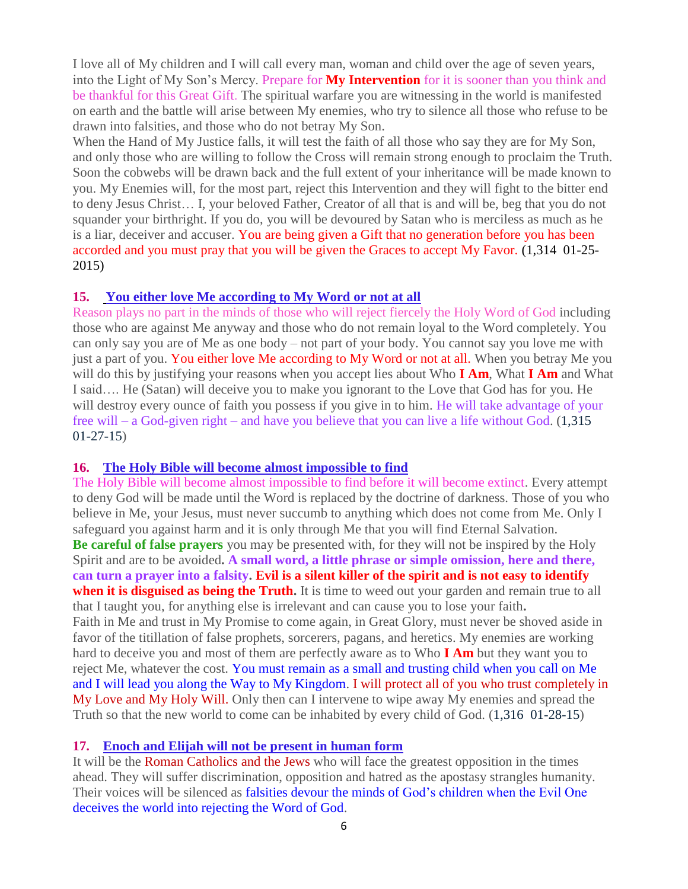I love all of My children and I will call every man, woman and child over the age of seven years, into the Light of My Son's Mercy. Prepare for **My Intervention** for it is sooner than you think and be thankful for this Great Gift. The spiritual warfare you are witnessing in the world is manifested on earth and the battle will arise between My enemies, who try to silence all those who refuse to be drawn into falsities, and those who do not betray My Son.

When the Hand of My Justice falls, it will test the faith of all those who say they are for My Son, and only those who are willing to follow the Cross will remain strong enough to proclaim the Truth. Soon the cobwebs will be drawn back and the full extent of your inheritance will be made known to you. My Enemies will, for the most part, reject this Intervention and they will fight to the bitter end to deny Jesus Christ… I, your beloved Father, Creator of all that is and will be, beg that you do not squander your birthright. If you do, you will be devoured by Satan who is merciless as much as he is a liar, deceiver and accuser. You are being given a Gift that no generation before you has been accorded and you must pray that you will be given the Graces to accept My Favor. (1,314 01-25-2015)

## 15. You either love Me according to My Word or not at all

Reason plays no part in the minds of those who will reject fiercely the Holy Word of God including those who are against Me anyway and those who do not remain loyal to the Word completely. You can only say you are of Me as one body – not part of your body. You cannot say you love me with just a part of you. You either love Me according to My Word or not at all. When you betray Me you will do this by justifying your reasons when you accept lies about Who **I Am**, What **I Am** and What I said…. He (Satan) will deceive you to make you ignorant to the Love that God has for you. He will destroy every ounce of faith you possess if you give in to him. He will take advantage of your free will – a God-given right – and have you believe that you can live a life without God. (1,315 01-27-15)

## 16. The Holy Bible will become almost impossible to find

The Holy Bible will become almost impossible to find before it will become extinct. Every attempt to deny God will be made until the Word is replaced by the doctrine of darkness. Those of you who believe in Me, your Jesus, must never succumb to anything which does not come from Me. Only I safeguard you against harm and it is only through Me that you will find Eternal Salvation.

**Be careful of false prayers** you may be presented with, for they will not be inspired by the Holy Spirit and are to be avoided**. A small word, a little phrase or simple omission, here and there, can turn a prayer into a falsity. Evil is a silent killer of the spirit and is not easy to identify when it is disguised as being the Truth.** It is time to weed out your garden and remain true to all that I taught you, for anything else is irrelevant and can cause you to lose your faith**.**

Faith in Me and trust in My Promise to come again, in Great Glory, must never be shoved aside in favor of the titillation of false prophets, sorcerers, pagans, and heretics. My enemies are working hard to deceive you and most of them are perfectly aware as to Who **I Am** but they want you to reject Me, whatever the cost. You must remain as a small and trusting child when you call on Me and I will lead you along the Way to My Kingdom. I will protect all of you who trust completely in My Love and My Holy Will. Only then can I intervene to wipe away My enemies and spread the Truth so that the new world to come can be inhabited by every child of God. (1,316 01-28-15)

## 17. Enoch and Elijah will not be present in human form

It will be the Roman Catholics and the Jews who will face the greatest opposition in the times ahead. They will suffer discrimination, opposition and hatred as the apostasy strangles humanity. Their voices will be silenced as falsities devour the minds of God's children when the Evil One deceives the world into rejecting the Word of God.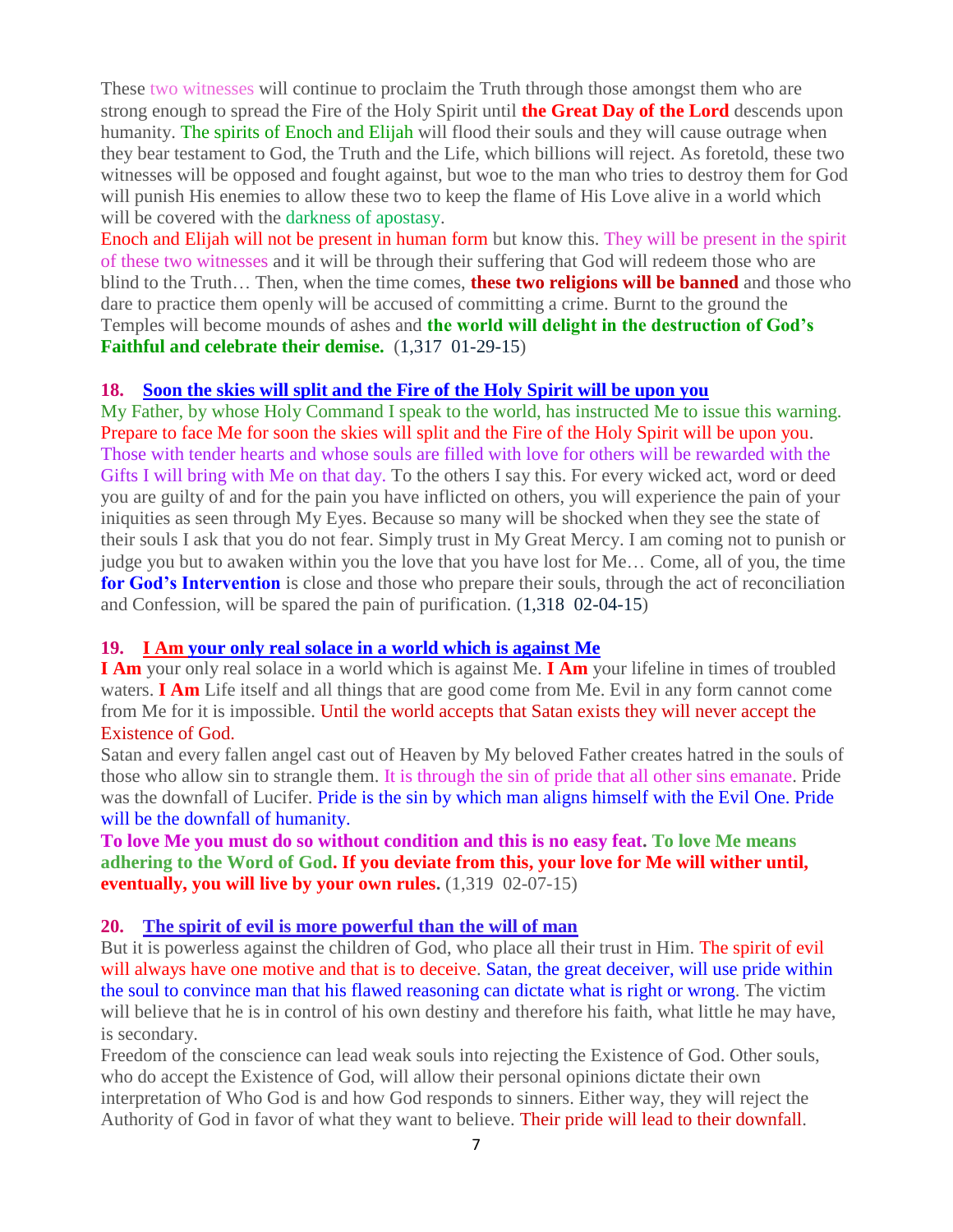These two witnesses will continue to proclaim the Truth through those amongst them who are strong enough to spread the Fire of the Holy Spirit until **the Great Day of the Lord** descends upon humanity. The spirits of Enoch and Elijah will flood their souls and they will cause outrage when they bear testament to God, the Truth and the Life, which billions will reject. As foretold, these two witnesses will be opposed and fought against, but woe to the man who tries to destroy them for God will punish His enemies to allow these two to keep the flame of His Love alive in a world which will be covered with the darkness of apostasy.

Enoch and Elijah will not be present in human form but know this. They will be present in the spirit of these two witnesses and it will be through their suffering that God will redeem those who are blind to the Truth… Then, when the time comes, **these two religions will be banned** and those who dare to practice them openly will be accused of committing a crime. Burnt to the ground the Temples will become mounds of ashes and **the world will delight in the destruction of God's Faithful and celebrate their demise.** (1,317 01-29-15)

## 18. Soon the skies will split and the Fire of the Holy Spirit will be upon you

My Father, by whose Holy Command I speak to the world, has instructed Me to issue this warning. Prepare to face Me for soon the skies will split and the Fire of the Holy Spirit will be upon you. Those with tender hearts and whose souls are filled with love for others will be rewarded with the Gifts I will bring with Me on that day. To the others I say this. For every wicked act, word or deed you are guilty of and for the pain you have inflicted on others, you will experience the pain of your iniquities as seen through My Eyes. Because so many will be shocked when they see the state of their souls I ask that you do not fear. Simply trust in My Great Mercy. I am coming not to punish or judge you but to awaken within you the love that you have lost for Me… Come, all of you, the time **for God's Intervention** is close and those who prepare their souls, through the act of reconciliation and Confession, will be spared the pain of purification. (1,318 02-04-15)

## 19. I Am your only real solace in a world which is against Me

**I Am** your only real solace in a world which is against Me. **I Am** your lifeline in times of troubled waters. **I Am** Life itself and all things that are good come from Me. Evil in any form cannot come from Me for it is impossible. Until the world accepts that Satan exists they will never accept the Existence of God.

Satan and every fallen angel cast out of Heaven by My beloved Father creates hatred in the souls of those who allow sin to strangle them. It is through the sin of pride that all other sins emanate. Pride was the downfall of Lucifer. Pride is the sin by which man aligns himself with the Evil One. Pride will be the downfall of humanity.

**To love Me you must do so without condition and this is no easy feat. To love Me means adhering to the Word of God. If you deviate from this, your love for Me will wither until, eventually, you will live by your own rules.** (1,319 02-07-15)

## 20. The spirit of evil is more powerful than the will of man

But it is powerless against the children of God, who place all their trust in Him. The spirit of evil will always have one motive and that is to deceive. Satan, the great deceiver, will use pride within the soul to convince man that his flawed reasoning can dictate what is right or wrong. The victim will believe that he is in control of his own destiny and therefore his faith, what little he may have, is secondary.

Freedom of the conscience can lead weak souls into rejecting the Existence of God. Other souls, who do accept the Existence of God, will allow their personal opinions dictate their own interpretation of Who God is and how God responds to sinners. Either way, they will reject the Authority of God in favor of what they want to believe. Their pride will lead to their downfall.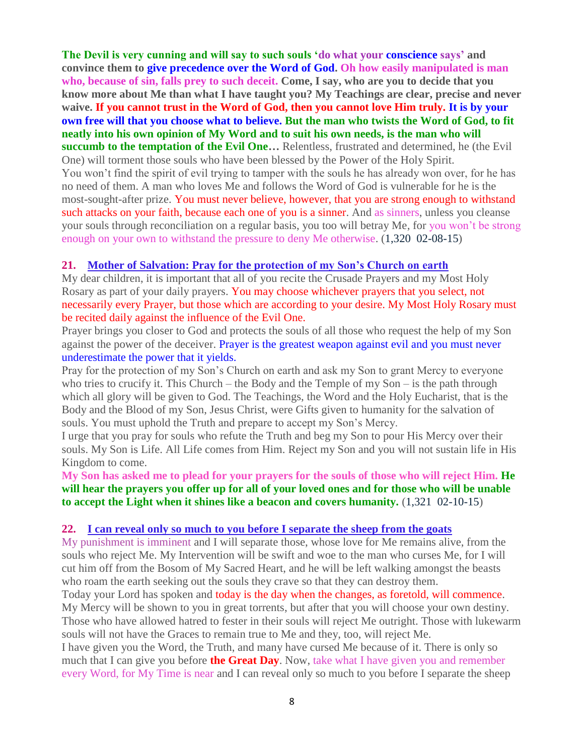**The Devil is very cunning and will say to such souls 'do what your conscience says' and convince them to give precedence over the Word of God. Oh how easily manipulated is man who, because of sin, falls prey to such deceit. Come, I say, who are you to decide that you know more about Me than what I have taught you? My Teachings are clear, precise and never waive. If you cannot trust in the Word of God, then you cannot love Him truly. It is by your own free will that you choose what to believe. But the man who twists the Word of God, to fit neatly into his own opinion of My Word and to suit his own needs, is the man who will succumb to the temptation of the Evil One…** Relentless, frustrated and determined, he (the Evil One) will torment those souls who have been blessed by the Power of the Holy Spirit.
You won't find the spirit of evil trying to tamper with the souls he has already won over, for he has no need of them. A man who loves Me and follows the Word of God is vulnerable for he is the most-sought-after prize. You must never believe, however, that you are strong enough to withstand such attacks on your faith, because each one of you is a sinner. And as sinners, unless you cleanse your souls through reconciliation on a regular basis, you too will betray Me, for you won't be strong enough on your own to withstand the pressure to deny Me otherwise. (1,320 02-08-15)

## 21. Mother of Salvation: Pray for the protection of my Son's Church on earth

My dear children, it is important that all of you recite the Crusade Prayers and my Most Holy Rosary as part of your daily prayers. You may choose whichever prayers that you select, not necessarily every Prayer, but those which are according to your desire. My Most Holy Rosary must be recited daily against the influence of the Evil One.
Prayer brings you closer to God and protects the souls of all those who request the help of my Son against the power of the deceiver. Prayer is the greatest weapon against evil and you must never underestimate the power that it yields.
Pray for the protection of my Son's Church on earth and ask my Son to grant Mercy to everyone who tries to crucify it. This Church – the Body and the Temple of my Son – is the path through which all glory will be given to God. The Teachings, the Word and the Holy Eucharist, that is the Body and the Blood of my Son, Jesus Christ, were Gifts given to humanity for the salvation of souls. You must uphold the Truth and prepare to accept my Son's Mercy.
I urge that you pray for souls who refute the Truth and beg my Son to pour His Mercy over their souls. My Son is Life. All Life comes from Him. Reject my Son and you will not sustain life in His Kingdom to come.
**My Son has asked me to plead for your prayers for the souls of those who will reject Him. He will hear the prayers you offer up for all of your loved ones and for those who will be unable to accept the Light when it shines like a beacon and covers humanity.** (1,321 02-10-15)

## 22. I can reveal only so much to you before I separate the sheep from the goats

My punishment is imminent and I will separate those, whose love for Me remains alive, from the souls who reject Me. My Intervention will be swift and woe to the man who curses Me, for I will cut him off from the Bosom of My Sacred Heart, and he will be left walking amongst the beasts who roam the earth seeking out the souls they crave so that they can destroy them.
Today your Lord has spoken and today is the day when the changes, as foretold, will commence. My Mercy will be shown to you in great torrents, but after that you will choose your own destiny. Those who have allowed hatred to fester in their souls will reject Me outright. Those with lukewarm souls will not have the Graces to remain true to Me and they, too, will reject Me.
I have given you the Word, the Truth, and many have cursed Me because of it. There is only so much that I can give you before **the Great Day**. Now, take what I have given you and remember every Word, for My Time is near and I can reveal only so much to you before I separate the sheep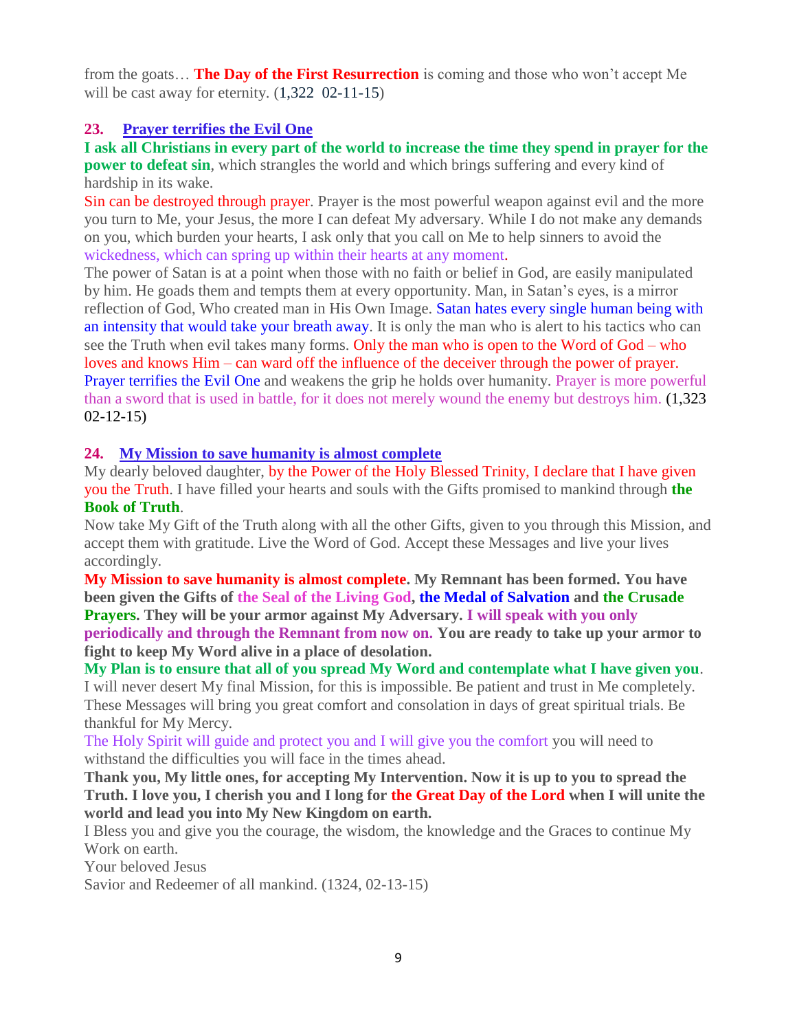from the goats… **The Day of the First Resurrection** is coming and those who won't accept Me will be cast away for eternity. (1,322 02-11-15)

### 23. Prayer terrifies the Evil One

**I ask all Christians in every part of the world to increase the time they spend in prayer for the power to defeat sin**, which strangles the world and which brings suffering and every kind of hardship in its wake.

Sin can be destroyed through prayer. Prayer is the most powerful weapon against evil and the more you turn to Me, your Jesus, the more I can defeat My adversary. While I do not make any demands on you, which burden your hearts, I ask only that you call on Me to help sinners to avoid the wickedness, which can spring up within their hearts at any moment.

The power of Satan is at a point when those with no faith or belief in God, are easily manipulated by him. He goads them and tempts them at every opportunity. Man, in Satan's eyes, is a mirror reflection of God, Who created man in His Own Image. Satan hates every single human being with an intensity that would take your breath away. It is only the man who is alert to his tactics who can see the Truth when evil takes many forms. Only the man who is open to the Word of God – who loves and knows Him – can ward off the influence of the deceiver through the power of prayer. Prayer terrifies the Evil One and weakens the grip he holds over humanity. Prayer is more powerful than a sword that is used in battle, for it does not merely wound the enemy but destroys him. (1,323 02-12-15)

### 24. My Mission to save humanity is almost complete

My dearly beloved daughter, by the Power of the Holy Blessed Trinity, I declare that I have given you the Truth. I have filled your hearts and souls with the Gifts promised to mankind through **the Book of Truth**.

Now take My Gift of the Truth along with all the other Gifts, given to you through this Mission, and accept them with gratitude. Live the Word of God. Accept these Messages and live your lives accordingly.

**My Mission to save humanity is almost complete. My Remnant has been formed. You have been given the Gifts of the Seal of the Living God, the Medal of Salvation and the Crusade Prayers. They will be your armor against My Adversary. I will speak with you only periodically and through the Remnant from now on. You are ready to take up your armor to fight to keep My Word alive in a place of desolation.**

**My Plan is to ensure that all of you spread My Word and contemplate what I have given you**. I will never desert My final Mission, for this is impossible. Be patient and trust in Me completely. These Messages will bring you great comfort and consolation in days of great spiritual trials. Be thankful for My Mercy.

The Holy Spirit will guide and protect you and I will give you the comfort you will need to withstand the difficulties you will face in the times ahead.

**Thank you, My little ones, for accepting My Intervention. Now it is up to you to spread the Truth. I love you, I cherish you and I long for the Great Day of the Lord when I will unite the world and lead you into My New Kingdom on earth.**

I Bless you and give you the courage, the wisdom, the knowledge and the Graces to continue My Work on earth.

Your beloved Jesus

Savior and Redeemer of all mankind. (1324, 02-13-15)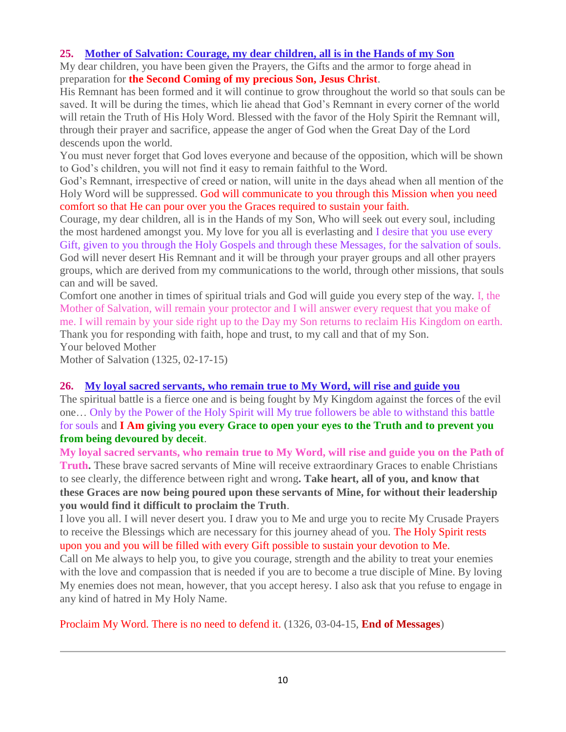### 25. Mother of Salvation: Courage, my dear children, all is in the Hands of my Son

My dear children, you have been given the Prayers, the Gifts and the armor to forge ahead in preparation for **the Second Coming of my precious Son, Jesus Christ**.

His Remnant has been formed and it will continue to grow throughout the world so that souls can be saved. It will be during the times, which lie ahead that God's Remnant in every corner of the world will retain the Truth of His Holy Word. Blessed with the favor of the Holy Spirit the Remnant will, through their prayer and sacrifice, appease the anger of God when the Great Day of the Lord descends upon the world.

You must never forget that God loves everyone and because of the opposition, which will be shown to God's children, you will not find it easy to remain faithful to the Word.

God's Remnant, irrespective of creed or nation, will unite in the days ahead when all mention of the Holy Word will be suppressed. God will communicate to you through this Mission when you need comfort so that He can pour over you the Graces required to sustain your faith.

Courage, my dear children, all is in the Hands of my Son, Who will seek out every soul, including the most hardened amongst you. My love for you all is everlasting and I desire that you use every Gift, given to you through the Holy Gospels and through these Messages, for the salvation of souls.

God will never desert His Remnant and it will be through your prayer groups and all other prayers groups, which are derived from my communications to the world, through other missions, that souls can and will be saved.

Comfort one another in times of spiritual trials and God will guide you every step of the way. I, the Mother of Salvation, will remain your protector and I will answer every request that you make of me. I will remain by your side right up to the Day my Son returns to reclaim His Kingdom on earth.

Thank you for responding with faith, hope and trust, to my call and that of my Son.

Your beloved Mother

Mother of Salvation (1325, 02-17-15)

### 26. My loyal sacred servants, who remain true to My Word, will rise and guide you

The spiritual battle is a fierce one and is being fought by My Kingdom against the forces of the evil one… Only by the Power of the Holy Spirit will My true followers be able to withstand this battle for souls and **I Am giving you every Grace to open your eyes to the Truth and to prevent you from being devoured by deceit**.

**My loyal sacred servants, who remain true to My Word, will rise and guide you on the Path of Truth.** These brave sacred servants of Mine will receive extraordinary Graces to enable Christians to see clearly, the difference between right and wrong**. Take heart, all of you, and know that these Graces are now being poured upon these servants of Mine, for without their leadership you would find it difficult to proclaim the Truth**.

I love you all. I will never desert you. I draw you to Me and urge you to recite My Crusade Prayers to receive the Blessings which are necessary for this journey ahead of you. The Holy Spirit rests upon you and you will be filled with every Gift possible to sustain your devotion to Me.

Call on Me always to help you, to give you courage, strength and the ability to treat your enemies with the love and compassion that is needed if you are to become a true disciple of Mine. By loving My enemies does not mean, however, that you accept heresy. I also ask that you refuse to engage in any kind of hatred in My Holy Name.

Proclaim My Word. There is no need to defend it. (1326, 03-04-15, **End of Messages**)